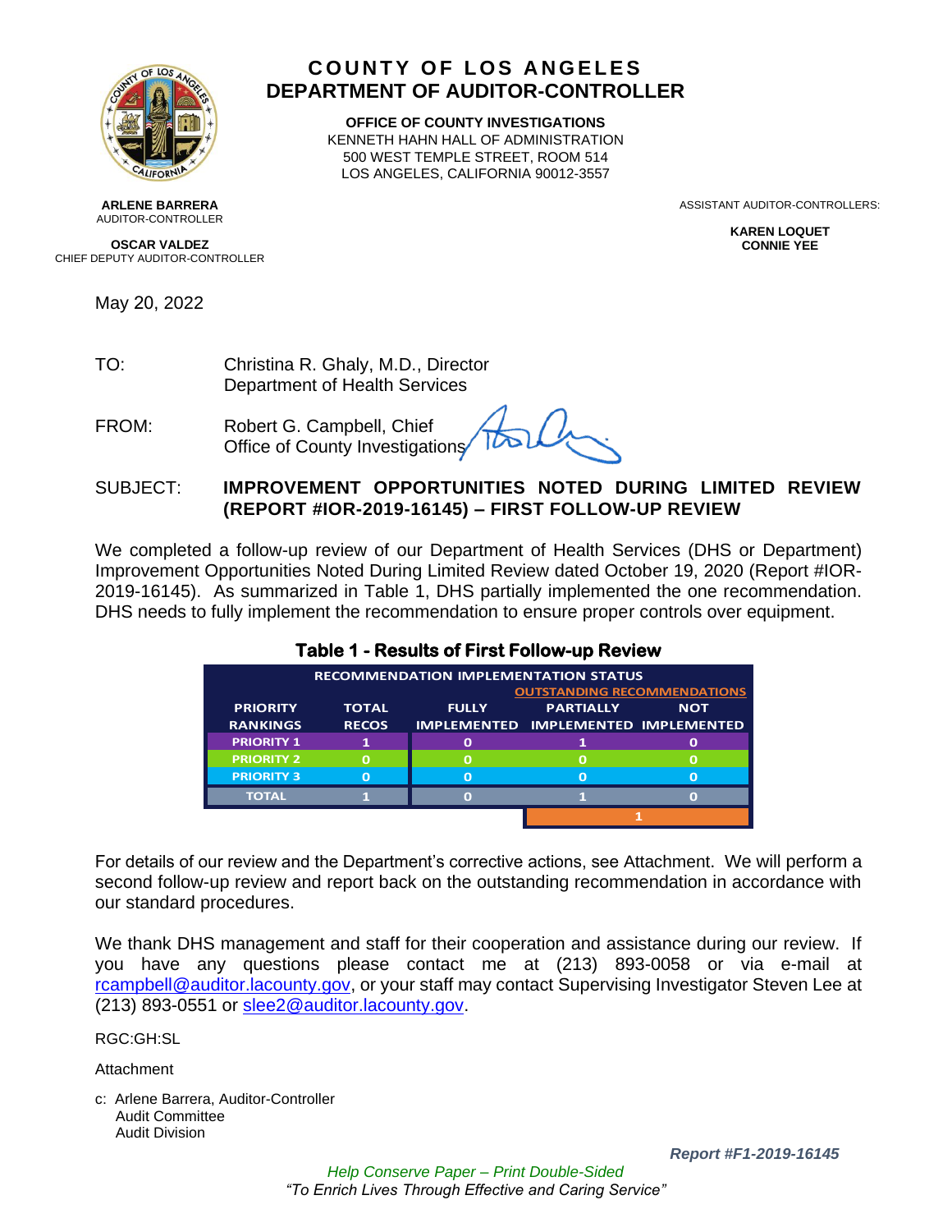# COUNTY OF LOS ANGELES
# DEPARTMENT OF AUDITOR-CONTROLLER

**OFFICE OF COUNTY INVESTIGATIONS**
KENNETH HAHN HALL OF ADMINISTRATION
500 WEST TEMPLE STREET, ROOM 514
LOS ANGELES, CALIFORNIA 90012-3557

**ARLENE BARRERA**
AUDITOR-CONTROLLER

**OSCAR VALDEZ**
CHIEF DEPUTY AUDITOR-CONTROLLER

ASSISTANT AUDITOR-CONTROLLERS:

**KAREN LOQUET**
**CONNIE YEE**

May 20, 2022

TO: Christina R. Ghaly, M.D., Director
Department of Health Services

FROM: Robert G. Campbell, Chief
Office of County Investigations

SUBJECT: **IMPROVEMENT OPPORTUNITIES NOTED DURING LIMITED REVIEW (REPORT #IOR-2019-16145) – FIRST FOLLOW-UP REVIEW**

We completed a follow-up review of our Department of Health Services (DHS or Department) Improvement Opportunities Noted During Limited Review dated October 19, 2020 (Report #IOR-2019-16145). As summarized in Table 1, DHS partially implemented the one recommendation. DHS needs to fully implement the recommendation to ensure proper controls over equipment.

**Table 1 - Results of First Follow-up Review**

| RECOMMENDATION IMPLEMENTATION STATUS | | | | |
|---|---|---|---|---|
| | | | OUTSTANDING RECOMMENDATIONS | |
| PRIORITY RANKINGS | TOTAL RECOS | FULLY IMPLEMENTED | PARTIALLY IMPLEMENTED | NOT IMPLEMENTED |
| PRIORITY 1 | 1 | 0 | 1 | 0 |
| PRIORITY 2 | 0 | 0 | 0 | 0 |
| PRIORITY 3 | 0 | 0 | 0 | 0 |
| TOTAL | 1 | 0 | 1 | 0 |
| | | | 1 | |

For details of our review and the Department's corrective actions, see Attachment. We will perform a second follow-up review and report back on the outstanding recommendation in accordance with our standard procedures.

We thank DHS management and staff for their cooperation and assistance during our review. If you have any questions please contact me at (213) 893-0058 or via e-mail at rcampbell@auditor.lacounty.gov, or your staff may contact Supervising Investigator Steven Lee at (213) 893-0551 or slee2@auditor.lacounty.gov.

RGC:GH:SL

Attachment

c: Arlene Barrera, Auditor-Controller
Audit Committee
Audit Division

***Report #F1-2019-16145***

*Help Conserve Paper – Print Double-Sided*
*"To Enrich Lives Through Effective and Caring Service"*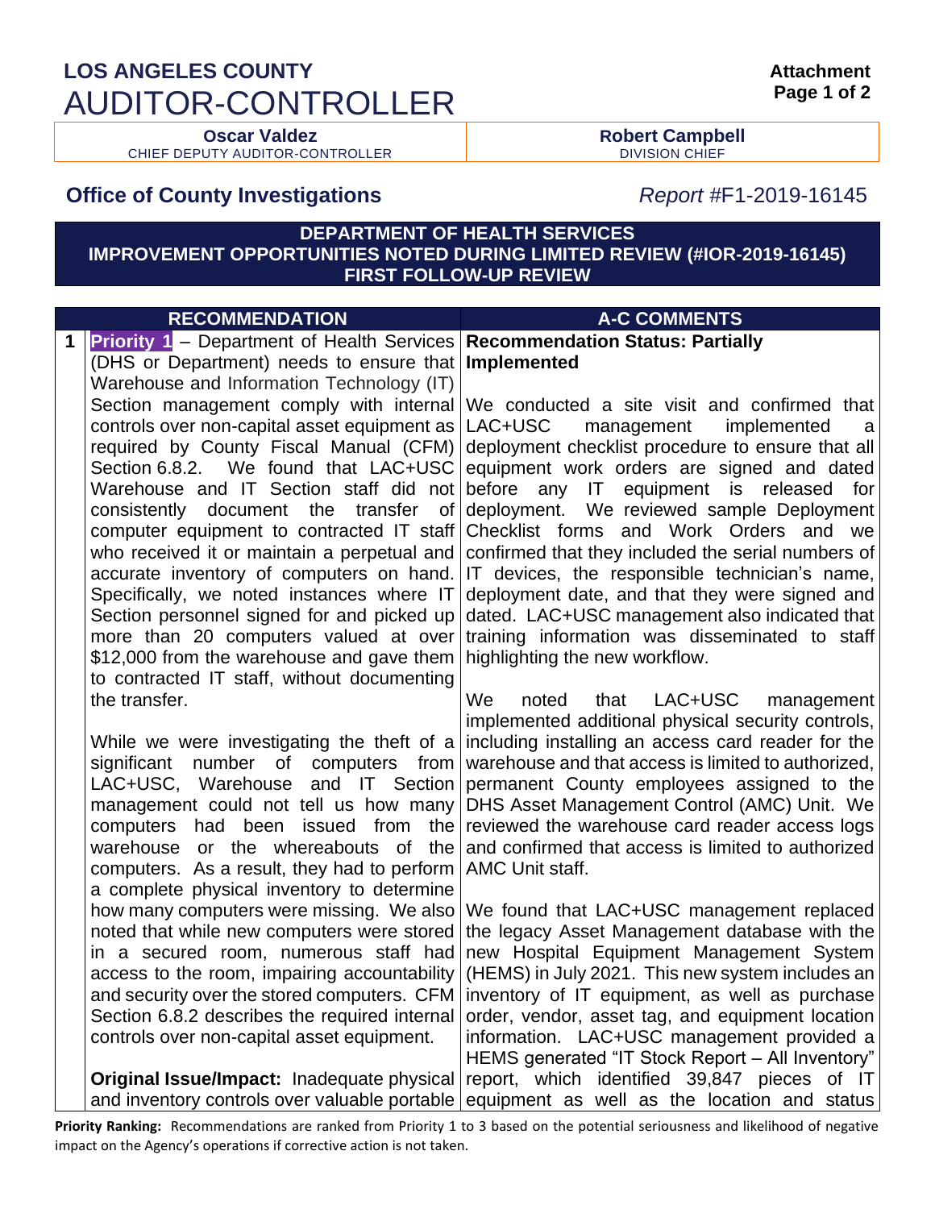# LOS ANGELES COUNTY AUDITOR-CONTROLLER

| **Oscar Valdez** CHIEF DEPUTY AUDITOR-CONTROLLER | **Robert Campbell** DIVISION CHIEF |
|---|---|

**Attachment**

## Office of County Investigations

*Report* #F1-2019-16145

### DEPARTMENT OF HEALTH SERVICES IMPROVEMENT OPPORTUNITIES NOTED DURING LIMITED REVIEW (#IOR-2019-16145) FIRST FOLLOW-UP REVIEW

| | RECOMMENDATION | A-C COMMENTS |
|---|---|---|
| 1 | **Priority 1** – Department of Health Services (DHS or Department) needs to ensure that Warehouse and Information Technology (IT) Section management comply with internal controls over non-capital asset equipment as required by County Fiscal Manual (CFM) Section 6.8.2. We found that LAC+USC Warehouse and IT Section staff did not consistently document the transfer of computer equipment to contracted IT staff who received it or maintain a perpetual and accurate inventory of computers on hand. Specifically, we noted instances where IT Section personnel signed for and picked up more than 20 computers valued at over $12,000 from the warehouse and gave them to contracted IT staff, without documenting the transfer.<br><br>While we were investigating the theft of a significant number of computers from LAC+USC, Warehouse and IT Section management could not tell us how many computers had been issued from the warehouse or the whereabouts of the computers. As a result, they had to perform a complete physical inventory to determine how many computers were missing. We also noted that while new computers were stored in a secured room, numerous staff had access to the room, impairing accountability and security over the stored computers. CFM Section 6.8.2 describes the required internal controls over non-capital asset equipment.<br><br>**Original Issue/Impact:** Inadequate physical and inventory controls over valuable portable | **Recommendation Status: Partially Implemented**<br><br>We conducted a site visit and confirmed that LAC+USC management implemented a deployment checklist procedure to ensure that all equipment work orders are signed and dated before any IT equipment is released for deployment. We reviewed sample Deployment Checklist forms and Work Orders and we confirmed that they included the serial numbers of IT devices, the responsible technician's name, deployment date, and that they were signed and dated. LAC+USC management also indicated that training information was disseminated to staff highlighting the new workflow.<br><br>We noted that LAC+USC management implemented additional physical security controls, including installing an access card reader for the warehouse and that access is limited to authorized, permanent County employees assigned to the DHS Asset Management Control (AMC) Unit. We reviewed the warehouse card reader access logs and confirmed that access is limited to authorized AMC Unit staff.<br><br>We found that LAC+USC management replaced the legacy Asset Management database with the new Hospital Equipment Management System (HEMS) in July 2021. This new system includes an inventory of IT equipment, as well as purchase order, vendor, asset tag, and equipment location information. LAC+USC management provided a HEMS generated "IT Stock Report – All Inventory" report, which identified 39,847 pieces of IT equipment as well as the location and status |

**Priority Ranking:** Recommendations are ranked from Priority 1 to 3 based on the potential seriousness and likelihood of negative impact on the Agency's operations if corrective action is not taken.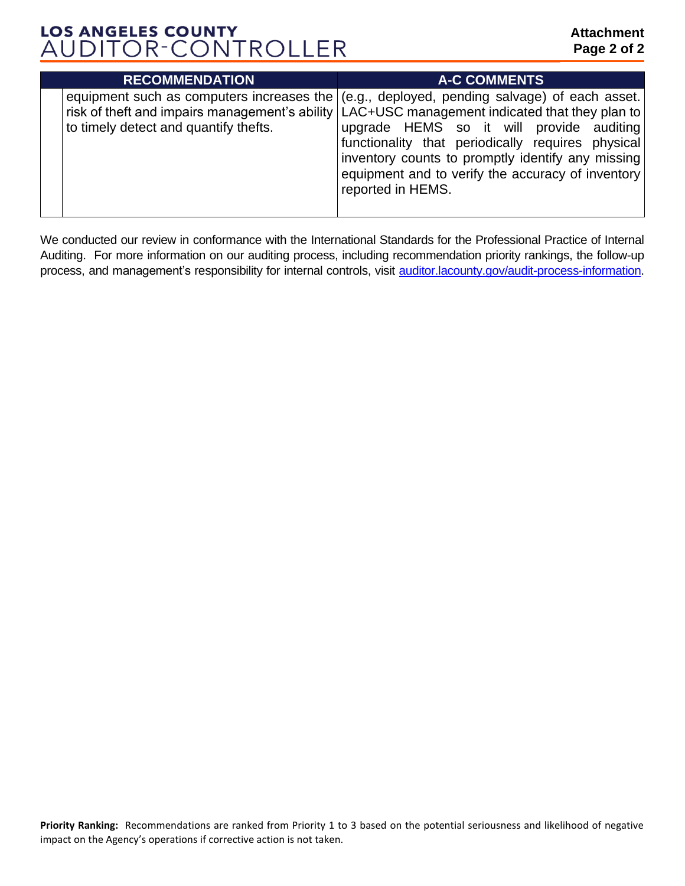| | RECOMMENDATION | A-C COMMENTS |
|---|---|---|
| | equipment such as computers increases the risk of theft and impairs management's ability to timely detect and quantify thefts. | (e.g., deployed, pending salvage) of each asset. LAC+USC management indicated that they plan to upgrade HEMS so it will provide auditing functionality that periodically requires physical inventory counts to promptly identify any missing equipment and to verify the accuracy of inventory reported in HEMS. |

We conducted our review in conformance with the International Standards for the Professional Practice of Internal Auditing. For more information on our auditing process, including recommendation priority rankings, the follow-up process, and management's responsibility for internal controls, visit [auditor.lacounty.gov/audit-process-information](auditor.lacounty.gov/audit-process-information).

**Priority Ranking:** Recommendations are ranked from Priority 1 to 3 based on the potential seriousness and likelihood of negative impact on the Agency's operations if corrective action is not taken.